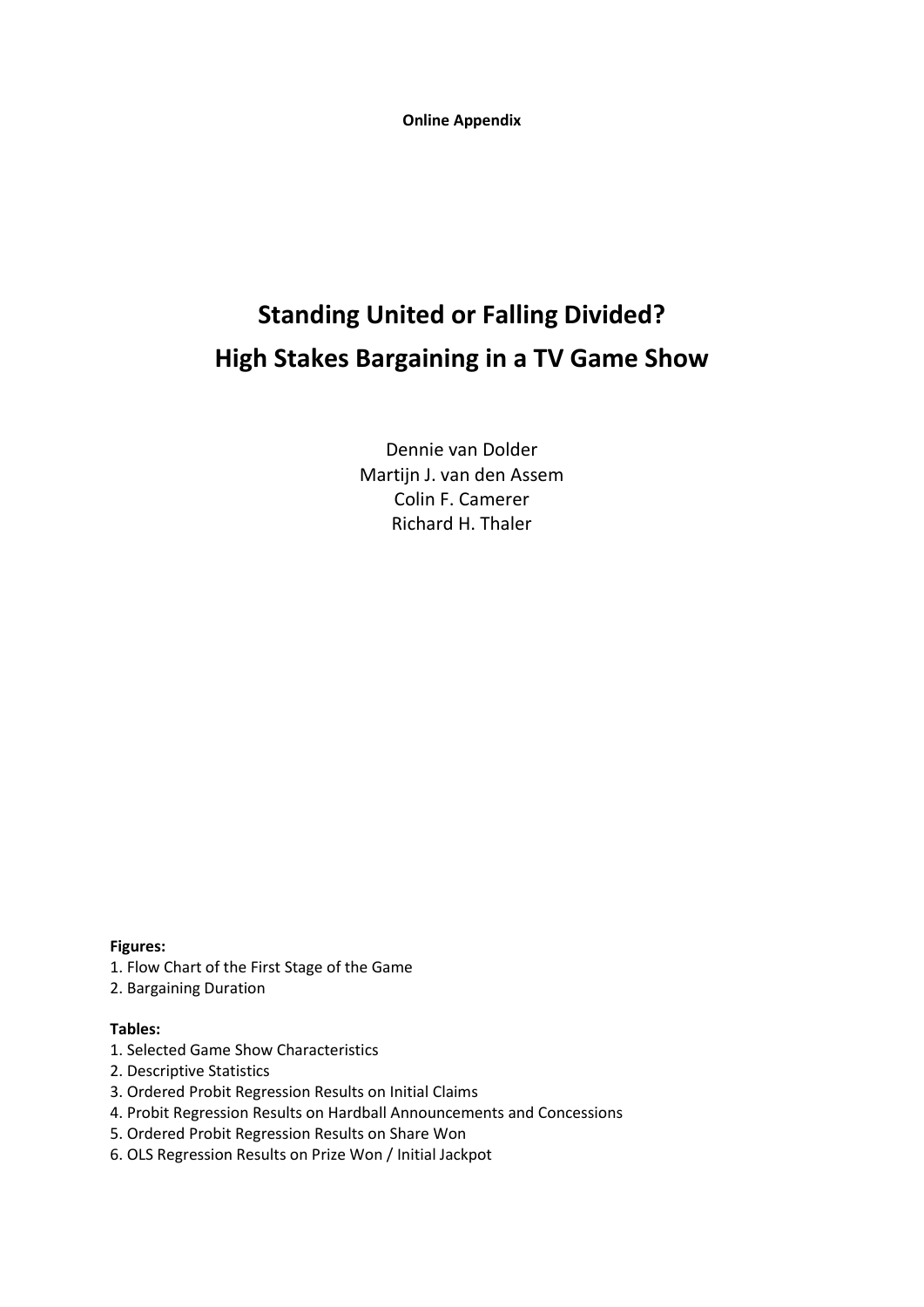**Online Appendix**

# Standing United or Falling Divided?
# High Stakes Bargaining in a TV Game Show

Dennie van Dolder
Martijn J. van den Assem
Colin F. Camerer
Richard H. Thaler

**Figures:**

1. Flow Chart of the First Stage of the Game
2. Bargaining Duration

**Tables:**

1. Selected Game Show Characteristics
2. Descriptive Statistics
3. Ordered Probit Regression Results on Initial Claims
4. Probit Regression Results on Hardball Announcements and Concessions
5. Ordered Probit Regression Results on Share Won
6. OLS Regression Results on Prize Won / Initial Jackpot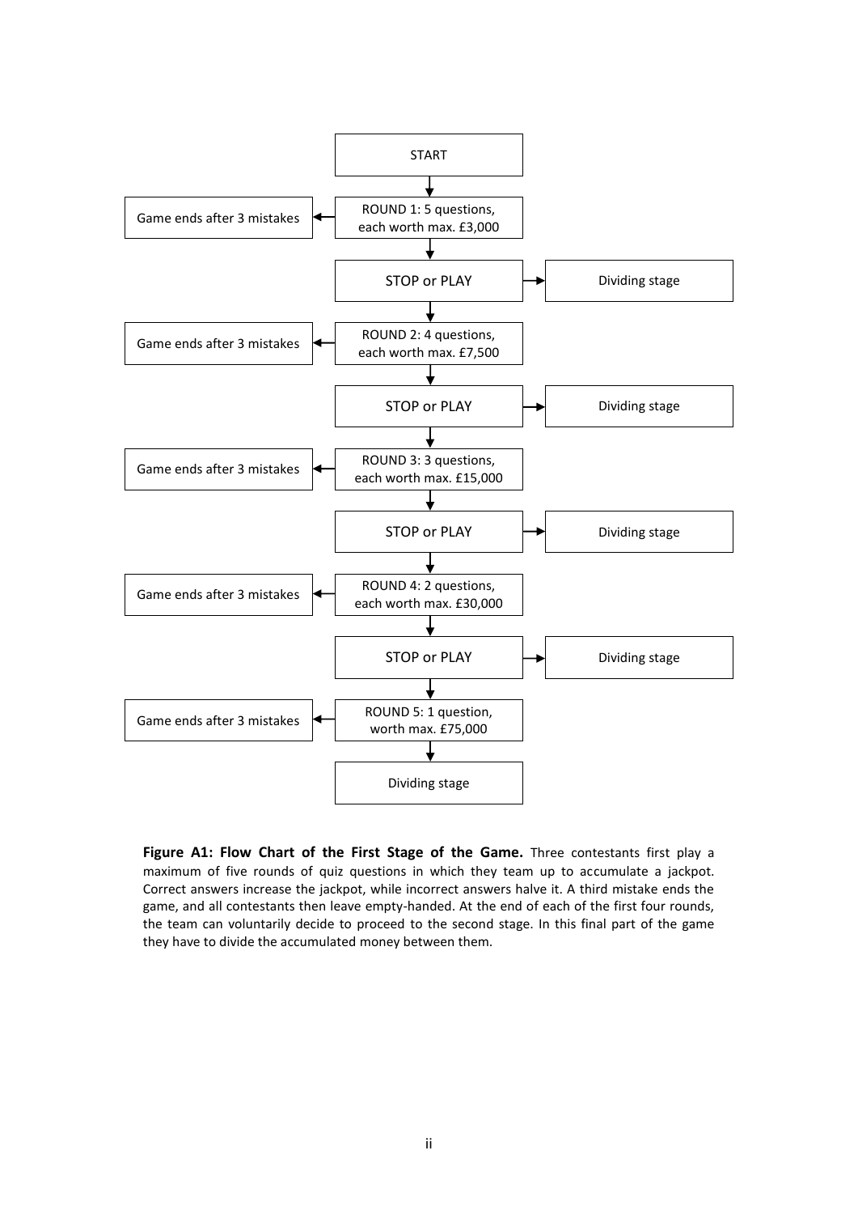START

↓

ROUND 1: 5 questions, each worth max. £3,000 → Game ends after 3 mistakes

↓

STOP or PLAY → Dividing stage

↓

ROUND 2: 4 questions, each worth max. £7,500 → Game ends after 3 mistakes

↓

STOP or PLAY → Dividing stage

↓

ROUND 3: 3 questions, each worth max. £15,000 → Game ends after 3 mistakes

↓

STOP or PLAY → Dividing stage

↓

ROUND 4: 2 questions, each worth max. £30,000 → Game ends after 3 mistakes

↓

STOP or PLAY → Dividing stage

↓

ROUND 5: 1 question, worth max. £75,000 → Game ends after 3 mistakes

↓

Dividing stage

**Figure A1: Flow Chart of the First Stage of the Game.** Three contestants first play a maximum of five rounds of quiz questions in which they team up to accumulate a jackpot. Correct answers increase the jackpot, while incorrect answers halve it. A third mistake ends the game, and all contestants then leave empty-handed. At the end of each of the first four rounds, the team can voluntarily decide to proceed to the second stage. In this final part of the game they have to divide the accumulated money between them.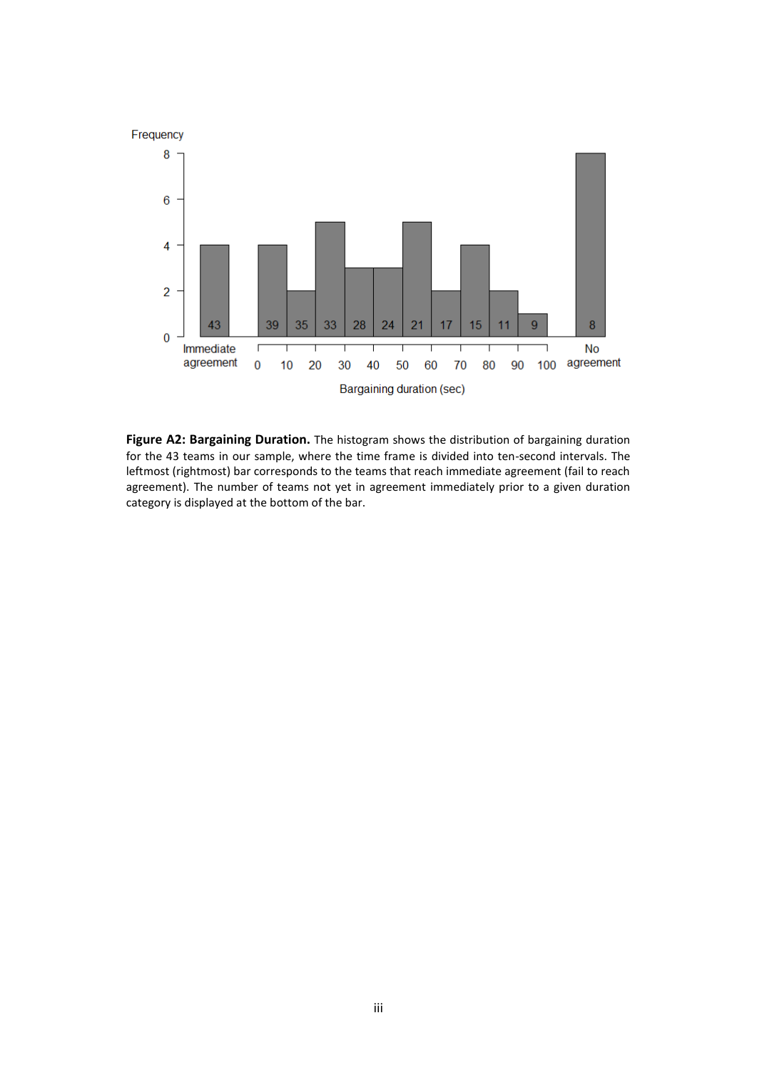**Figure A2: Bargaining Duration.** The histogram shows the distribution of bargaining duration for the 43 teams in our sample, where the time frame is divided into ten-second intervals. The leftmost (rightmost) bar corresponds to the teams that reach immediate agreement (fail to reach agreement). The number of teams not yet in agreement immediately prior to a given duration category is displayed at the bottom of the bar.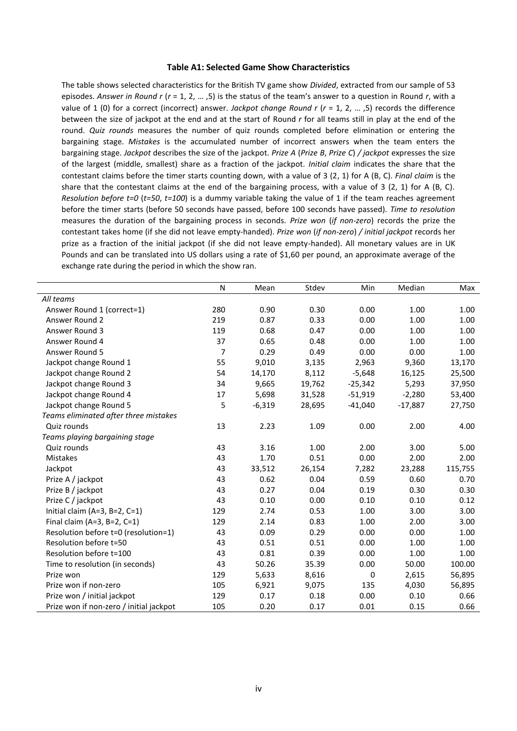**Table A1: Selected Game Show Characteristics**

The table shows selected characteristics for the British TV game show *Divided*, extracted from our sample of 53 episodes. *Answer in Round r* (*r* = 1, 2, … ,5) is the status of the team's answer to a question in Round *r*, with a value of 1 (0) for a correct (incorrect) answer. *Jackpot change Round r* (*r* = 1, 2, … ,5) records the difference between the size of jackpot at the end and at the start of Round *r* for all teams still in play at the end of the round. *Quiz rounds* measures the number of quiz rounds completed before elimination or entering the bargaining stage. *Mistakes* is the accumulated number of incorrect answers when the team enters the bargaining stage. *Jackpot* describes the size of the jackpot. *Prize A* (*Prize B*, *Prize C*) */ jackpot* expresses the size of the largest (middle, smallest) share as a fraction of the jackpot. *Initial claim* indicates the share that the contestant claims before the timer starts counting down, with a value of 3 (2, 1) for A (B, C). *Final claim* is the share that the contestant claims at the end of the bargaining process, with a value of 3 (2, 1) for A (B, C). *Resolution before t=0* (*t=50*, *t=100*) is a dummy variable taking the value of 1 if the team reaches agreement before the timer starts (before 50 seconds have passed, before 100 seconds have passed). *Time to resolution* measures the duration of the bargaining process in seconds. *Prize won* (*if non-zero*) records the prize the contestant takes home (if she did not leave empty-handed). *Prize won* (*if non-zero*) */ initial jackpot* records her prize as a fraction of the initial jackpot (if she did not leave empty-handed). All monetary values are in UK Pounds and can be translated into US dollars using a rate of $1,60 per pound, an approximate average of the exchange rate during the period in which the show ran.

| | N | Mean | Stdev | Min | Median | Max |
|---|---|---|---|---|---|---|
| *All teams* | | | | | | |
| Answer Round 1 (correct=1) | 280 | 0.90 | 0.30 | 0.00 | 1.00 | 1.00 |
| Answer Round 2 | 219 | 0.87 | 0.33 | 0.00 | 1.00 | 1.00 |
| Answer Round 3 | 119 | 0.68 | 0.47 | 0.00 | 1.00 | 1.00 |
| Answer Round 4 | 37 | 0.65 | 0.48 | 0.00 | 1.00 | 1.00 |
| Answer Round 5 | 7 | 0.29 | 0.49 | 0.00 | 0.00 | 1.00 |
| Jackpot change Round 1 | 55 | 9,010 | 3,135 | 2,963 | 9,360 | 13,170 |
| Jackpot change Round 2 | 54 | 14,170 | 8,112 | -5,648 | 16,125 | 25,500 |
| Jackpot change Round 3 | 34 | 9,665 | 19,762 | -25,342 | 5,293 | 37,950 |
| Jackpot change Round 4 | 17 | 5,698 | 31,528 | -51,919 | -2,280 | 53,400 |
| Jackpot change Round 5 | 5 | -6,319 | 28,695 | -41,040 | -17,887 | 27,750 |
| *Teams eliminated after three mistakes* | | | | | | |
| Quiz rounds | 13 | 2.23 | 1.09 | 0.00 | 2.00 | 4.00 |
| *Teams playing bargaining stage* | | | | | | |
| Quiz rounds | 43 | 3.16 | 1.00 | 2.00 | 3.00 | 5.00 |
| Mistakes | 43 | 1.70 | 0.51 | 0.00 | 2.00 | 2.00 |
| Jackpot | 43 | 33,512 | 26,154 | 7,282 | 23,288 | 115,755 |
| Prize A / jackpot | 43 | 0.62 | 0.04 | 0.59 | 0.60 | 0.70 |
| Prize B / jackpot | 43 | 0.27 | 0.04 | 0.19 | 0.30 | 0.30 |
| Prize C / jackpot | 43 | 0.10 | 0.00 | 0.10 | 0.10 | 0.12 |
| Initial claim (A=3, B=2, C=1) | 129 | 2.74 | 0.53 | 1.00 | 3.00 | 3.00 |
| Final claim (A=3, B=2, C=1) | 129 | 2.14 | 0.83 | 1.00 | 2.00 | 3.00 |
| Resolution before t=0 (resolution=1) | 43 | 0.09 | 0.29 | 0.00 | 0.00 | 1.00 |
| Resolution before t=50 | 43 | 0.51 | 0.51 | 0.00 | 1.00 | 1.00 |
| Resolution before t=100 | 43 | 0.81 | 0.39 | 0.00 | 1.00 | 1.00 |
| Time to resolution (in seconds) | 43 | 50.26 | 35.39 | 0.00 | 50.00 | 100.00 |
| Prize won | 129 | 5,633 | 8,616 | 0 | 2,615 | 56,895 |
| Prize won if non-zero | 105 | 6,921 | 9,075 | 135 | 4,030 | 56,895 |
| Prize won / initial jackpot | 129 | 0.17 | 0.18 | 0.00 | 0.10 | 0.66 |
| Prize won if non-zero / initial jackpot | 105 | 0.20 | 0.17 | 0.01 | 0.15 | 0.66 |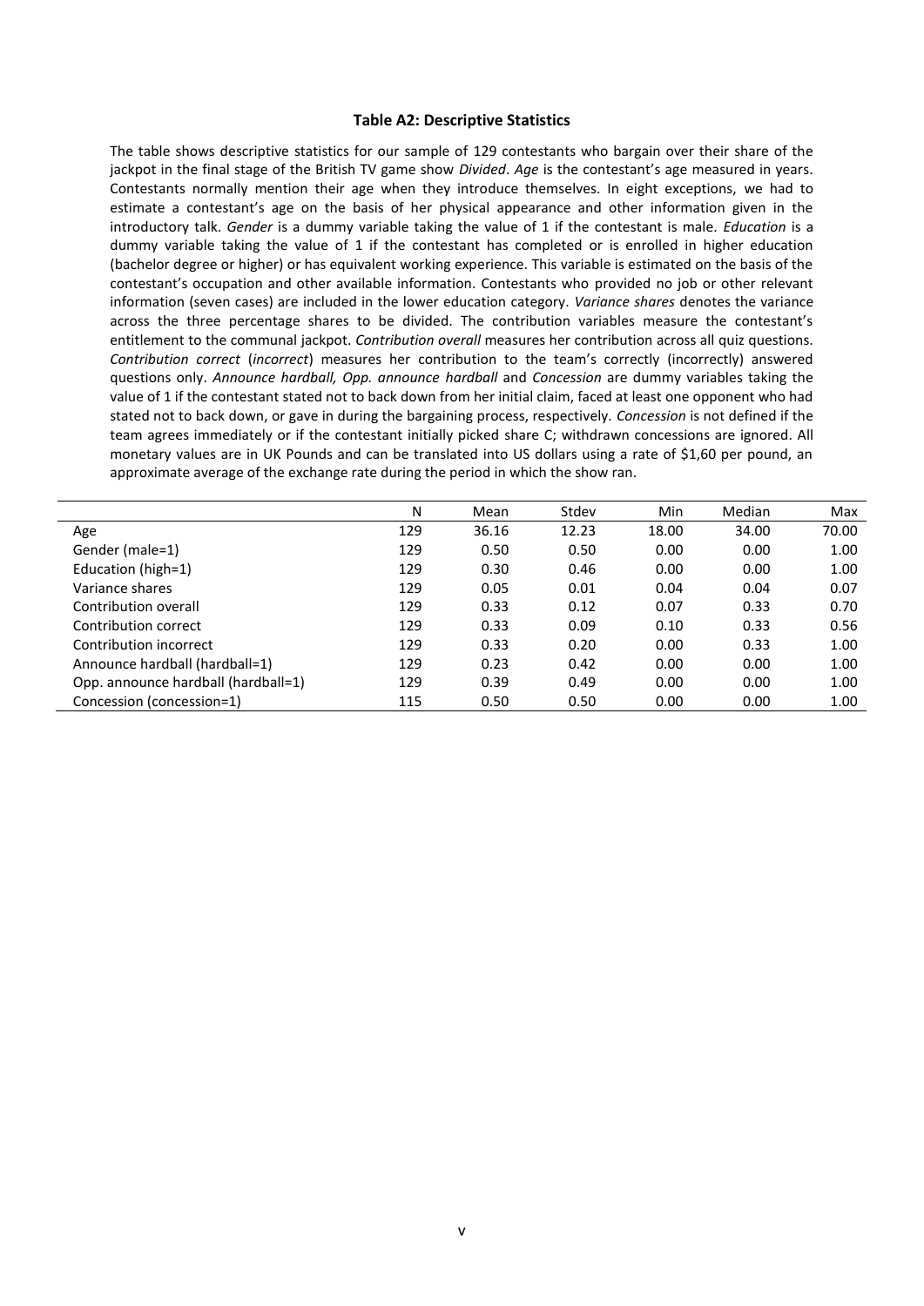**Table A2: Descriptive Statistics**

The table shows descriptive statistics for our sample of 129 contestants who bargain over their share of the jackpot in the final stage of the British TV game show *Divided*. *Age* is the contestant's age measured in years. Contestants normally mention their age when they introduce themselves. In eight exceptions, we had to estimate a contestant's age on the basis of her physical appearance and other information given in the introductory talk. *Gender* is a dummy variable taking the value of 1 if the contestant is male. *Education* is a dummy variable taking the value of 1 if the contestant has completed or is enrolled in higher education (bachelor degree or higher) or has equivalent working experience. This variable is estimated on the basis of the contestant's occupation and other available information. Contestants who provided no job or other relevant information (seven cases) are included in the lower education category. *Variance shares* denotes the variance across the three percentage shares to be divided. The contribution variables measure the contestant's entitlement to the communal jackpot. *Contribution overall* measures her contribution across all quiz questions. *Contribution correct* (*incorrect*) measures her contribution to the team's correctly (incorrectly) answered questions only. *Announce hardball, Opp. announce hardball* and *Concession* are dummy variables taking the value of 1 if the contestant stated not to back down from her initial claim, faced at least one opponent who had stated not to back down, or gave in during the bargaining process, respectively. *Concession* is not defined if the team agrees immediately or if the contestant initially picked share C; withdrawn concessions are ignored. All monetary values are in UK Pounds and can be translated into US dollars using a rate of $1,60 per pound, an approximate average of the exchange rate during the period in which the show ran.

| | N | Mean | Stdev | Min | Median | Max |
|---|---|---|---|---|---|---|
| Age | 129 | 36.16 | 12.23 | 18.00 | 34.00 | 70.00 |
| Gender (male=1) | 129 | 0.50 | 0.50 | 0.00 | 0.00 | 1.00 |
| Education (high=1) | 129 | 0.30 | 0.46 | 0.00 | 0.00 | 1.00 |
| Variance shares | 129 | 0.05 | 0.01 | 0.04 | 0.04 | 0.07 |
| Contribution overall | 129 | 0.33 | 0.12 | 0.07 | 0.33 | 0.70 |
| Contribution correct | 129 | 0.33 | 0.09 | 0.10 | 0.33 | 0.56 |
| Contribution incorrect | 129 | 0.33 | 0.20 | 0.00 | 0.33 | 1.00 |
| Announce hardball (hardball=1) | 129 | 0.23 | 0.42 | 0.00 | 0.00 | 1.00 |
| Opp. announce hardball (hardball=1) | 129 | 0.39 | 0.49 | 0.00 | 0.00 | 1.00 |
| Concession (concession=1) | 115 | 0.50 | 0.50 | 0.00 | 0.00 | 1.00 |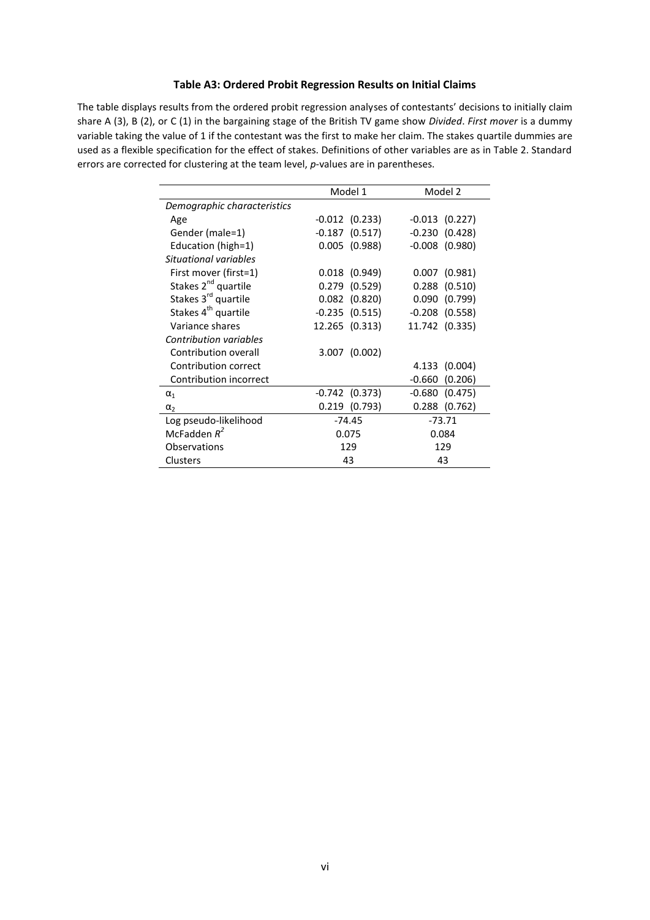**Table A3: Ordered Probit Regression Results on Initial Claims**

The table displays results from the ordered probit regression analyses of contestants' decisions to initially claim share A (3), B (2), or C (1) in the bargaining stage of the British TV game show *Divided*. *First mover* is a dummy variable taking the value of 1 if the contestant was the first to make her claim. The stakes quartile dummies are used as a flexible specification for the effect of stakes. Definitions of other variables are as in Table 2. Standard errors are corrected for clustering at the team level, *p*-values are in parentheses.

| | Model 1 | Model 2 |
|---|---|---|
| *Demographic characteristics* | | |
| Age | -0.012 (0.233) | -0.013 (0.227) |
| Gender (male=1) | -0.187 (0.517) | -0.230 (0.428) |
| Education (high=1) | 0.005 (0.988) | -0.008 (0.980) |
| *Situational variables* | | |
| First mover (first=1) | 0.018 (0.949) | 0.007 (0.981) |
| Stakes 2nd quartile | 0.279 (0.529) | 0.288 (0.510) |
| Stakes 3rd quartile | 0.082 (0.820) | 0.090 (0.799) |
| Stakes 4th quartile | -0.235 (0.515) | -0.208 (0.558) |
| Variance shares | 12.265 (0.313) | 11.742 (0.335) |
| *Contribution variables* | | |
| Contribution overall | 3.007 (0.002) | |
| Contribution correct | | 4.133 (0.004) |
| Contribution incorrect | | -0.660 (0.206) |
| $\alpha_1$ | -0.742 (0.373) | -0.680 (0.475) |
| $\alpha_2$ | 0.219 (0.793) | 0.288 (0.762) |
| Log pseudo-likelihood | -74.45 | -73.71 |
| McFadden $R^2$ | 0.075 | 0.084 |
| Observations | 129 | 129 |
| Clusters | 43 | 43 |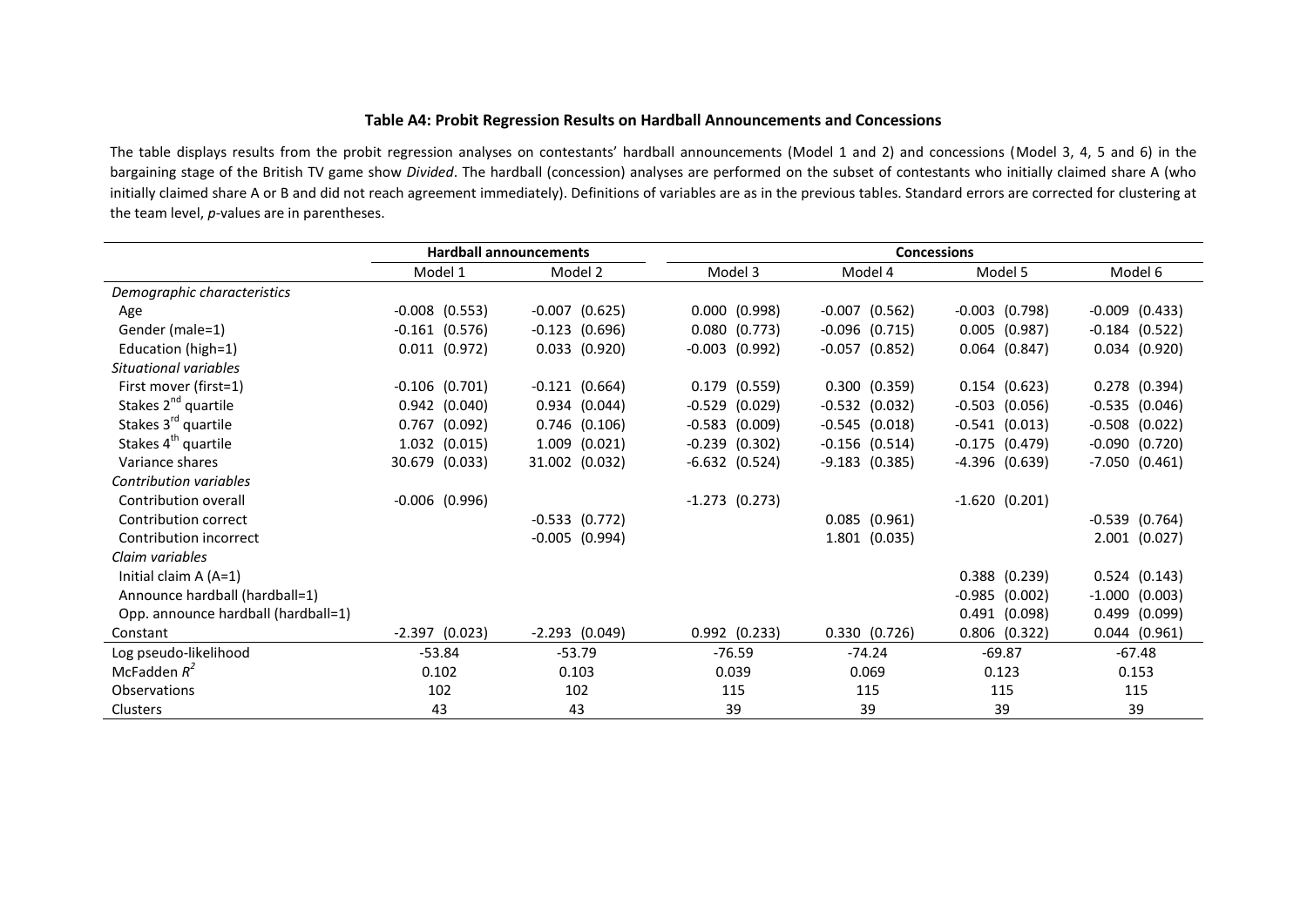**Table A4: Probit Regression Results on Hardball Announcements and Concessions**

The table displays results from the probit regression analyses on contestants' hardball announcements (Model 1 and 2) and concessions (Model 3, 4, 5 and 6) in the bargaining stage of the British TV game show *Divided*. The hardball (concession) analyses are performed on the subset of contestants who initially claimed share A (who initially claimed share A or B and did not reach agreement immediately). Definitions of variables are as in the previous tables. Standard errors are corrected for clustering at the team level, *p*-values are in parentheses.

| | Hardball announcements | | Concessions | | | |
|---|---|---|---|---|---|---|
| | Model 1 | Model 2 | Model 3 | Model 4 | Model 5 | Model 6 |
| *Demographic characteristics* | | | | | | |
| Age | -0.008 (0.553) | -0.007 (0.625) | 0.000 (0.998) | -0.007 (0.562) | -0.003 (0.798) | -0.009 (0.433) |
| Gender (male=1) | -0.161 (0.576) | -0.123 (0.696) | 0.080 (0.773) | -0.096 (0.715) | 0.005 (0.987) | -0.184 (0.522) |
| Education (high=1) | 0.011 (0.972) | 0.033 (0.920) | -0.003 (0.992) | -0.057 (0.852) | 0.064 (0.847) | 0.034 (0.920) |
| *Situational variables* | | | | | | |
| First mover (first=1) | -0.106 (0.701) | -0.121 (0.664) | 0.179 (0.559) | 0.300 (0.359) | 0.154 (0.623) | 0.278 (0.394) |
| Stakes 2$^{nd}$ quartile | 0.942 (0.040) | 0.934 (0.044) | -0.529 (0.029) | -0.532 (0.032) | -0.503 (0.056) | -0.535 (0.046) |
| Stakes 3$^{rd}$ quartile | 0.767 (0.092) | 0.746 (0.106) | -0.583 (0.009) | -0.545 (0.018) | -0.541 (0.013) | -0.508 (0.022) |
| Stakes 4$^{th}$ quartile | 1.032 (0.015) | 1.009 (0.021) | -0.239 (0.302) | -0.156 (0.514) | -0.175 (0.479) | -0.090 (0.720) |
| Variance shares | 30.679 (0.033) | 31.002 (0.032) | -6.632 (0.524) | -9.183 (0.385) | -4.396 (0.639) | -7.050 (0.461) |
| *Contribution variables* | | | | | | |
| Contribution overall | -0.006 (0.996) | | -1.273 (0.273) | | -1.620 (0.201) | |
| Contribution correct | | -0.533 (0.772) | | 0.085 (0.961) | | -0.539 (0.764) |
| Contribution incorrect | | -0.005 (0.994) | | 1.801 (0.035) | | 2.001 (0.027) |
| *Claim variables* | | | | | | |
| Initial claim A (A=1) | | | | | 0.388 (0.239) | 0.524 (0.143) |
| Announce hardball (hardball=1) | | | | | -0.985 (0.002) | -1.000 (0.003) |
| Opp. announce hardball (hardball=1) | | | | | 0.491 (0.098) | 0.499 (0.099) |
| Constant | -2.397 (0.023) | -2.293 (0.049) | 0.992 (0.233) | 0.330 (0.726) | 0.806 (0.322) | 0.044 (0.961) |
| Log pseudo-likelihood | -53.84 | -53.79 | -76.59 | -74.24 | -69.87 | -67.48 |
| McFadden $R^2$ | 0.102 | 0.103 | 0.039 | 0.069 | 0.123 | 0.153 |
| Observations | 102 | 102 | 115 | 115 | 115 | 115 |
| Clusters | 43 | 43 | 39 | 39 | 39 | 39 |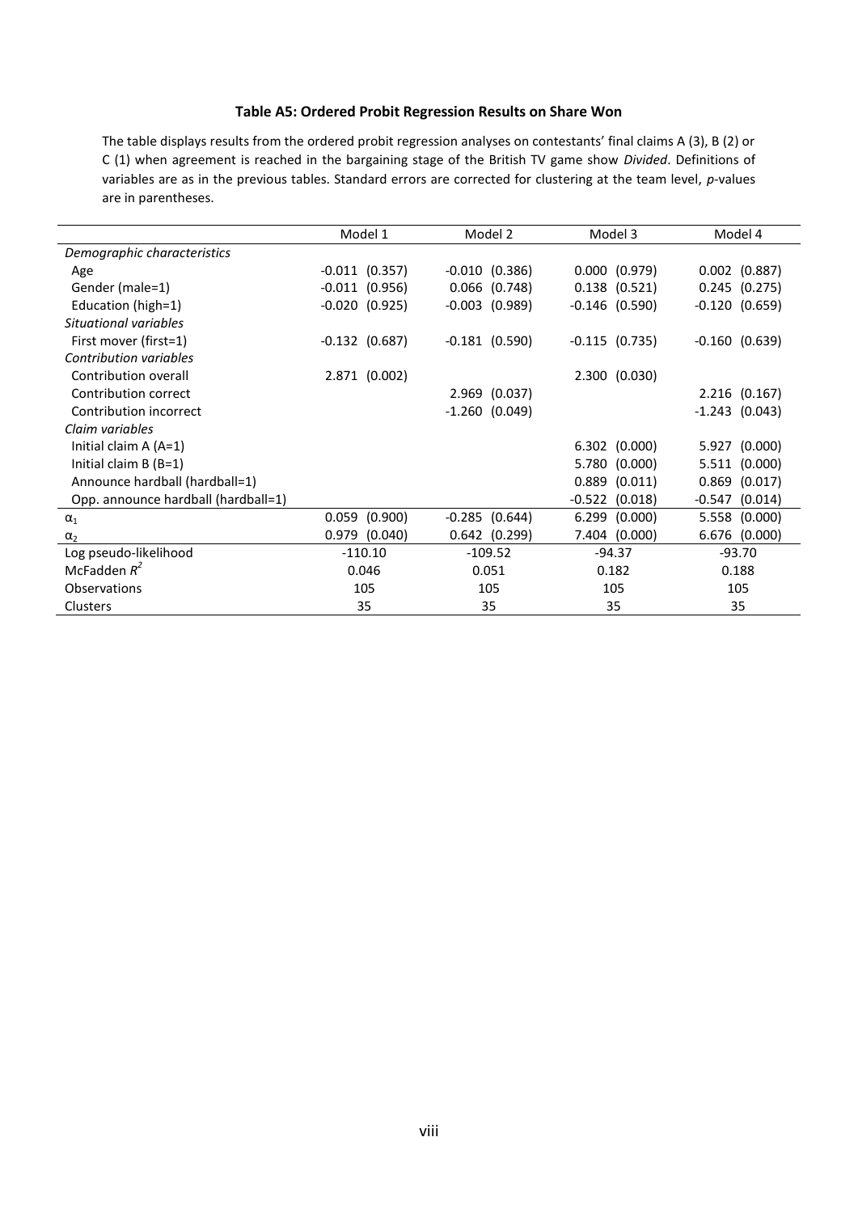**Table A5: Ordered Probit Regression Results on Share Won**

The table displays results from the ordered probit regression analyses on contestants' final claims A (3), B (2) or C (1) when agreement is reached in the bargaining stage of the British TV game show *Divided*. Definitions of variables are as in the previous tables. Standard errors are corrected for clustering at the team level, *p*-values are in parentheses.

| | Model 1 | Model 2 | Model 3 | Model 4 |
|---|---|---|---|---|
| *Demographic characteristics* | | | | |
| Age | -0.011 (0.357) | -0.010 (0.386) | 0.000 (0.979) | 0.002 (0.887) |
| Gender (male=1) | -0.011 (0.956) | 0.066 (0.748) | 0.138 (0.521) | 0.245 (0.275) |
| Education (high=1) | -0.020 (0.925) | -0.003 (0.989) | -0.146 (0.590) | -0.120 (0.659) |
| *Situational variables* | | | | |
| First mover (first=1) | -0.132 (0.687) | -0.181 (0.590) | -0.115 (0.735) | -0.160 (0.639) |
| *Contribution variables* | | | | |
| Contribution overall | 2.871 (0.002) | | 2.300 (0.030) | |
| Contribution correct | | 2.969 (0.037) | | 2.216 (0.167) |
| Contribution incorrect | | -1.260 (0.049) | | -1.243 (0.043) |
| *Claim variables* | | | | |
| Initial claim A (A=1) | | | 6.302 (0.000) | 5.927 (0.000) |
| Initial claim B (B=1) | | | 5.780 (0.000) | 5.511 (0.000) |
| Announce hardball (hardball=1) | | | 0.889 (0.011) | 0.869 (0.017) |
| Opp. announce hardball (hardball=1) | | | -0.522 (0.018) | -0.547 (0.014) |
| $\alpha_1$ | 0.059 (0.900) | -0.285 (0.644) | 6.299 (0.000) | 5.558 (0.000) |
| $\alpha_2$ | 0.979 (0.040) | 0.642 (0.299) | 7.404 (0.000) | 6.676 (0.000) |
| Log pseudo-likelihood | -110.10 | -109.52 | -94.37 | -93.70 |
| McFadden $R^2$ | 0.046 | 0.051 | 0.182 | 0.188 |
| Observations | 105 | 105 | 105 | 105 |
| Clusters | 35 | 35 | 35 | 35 |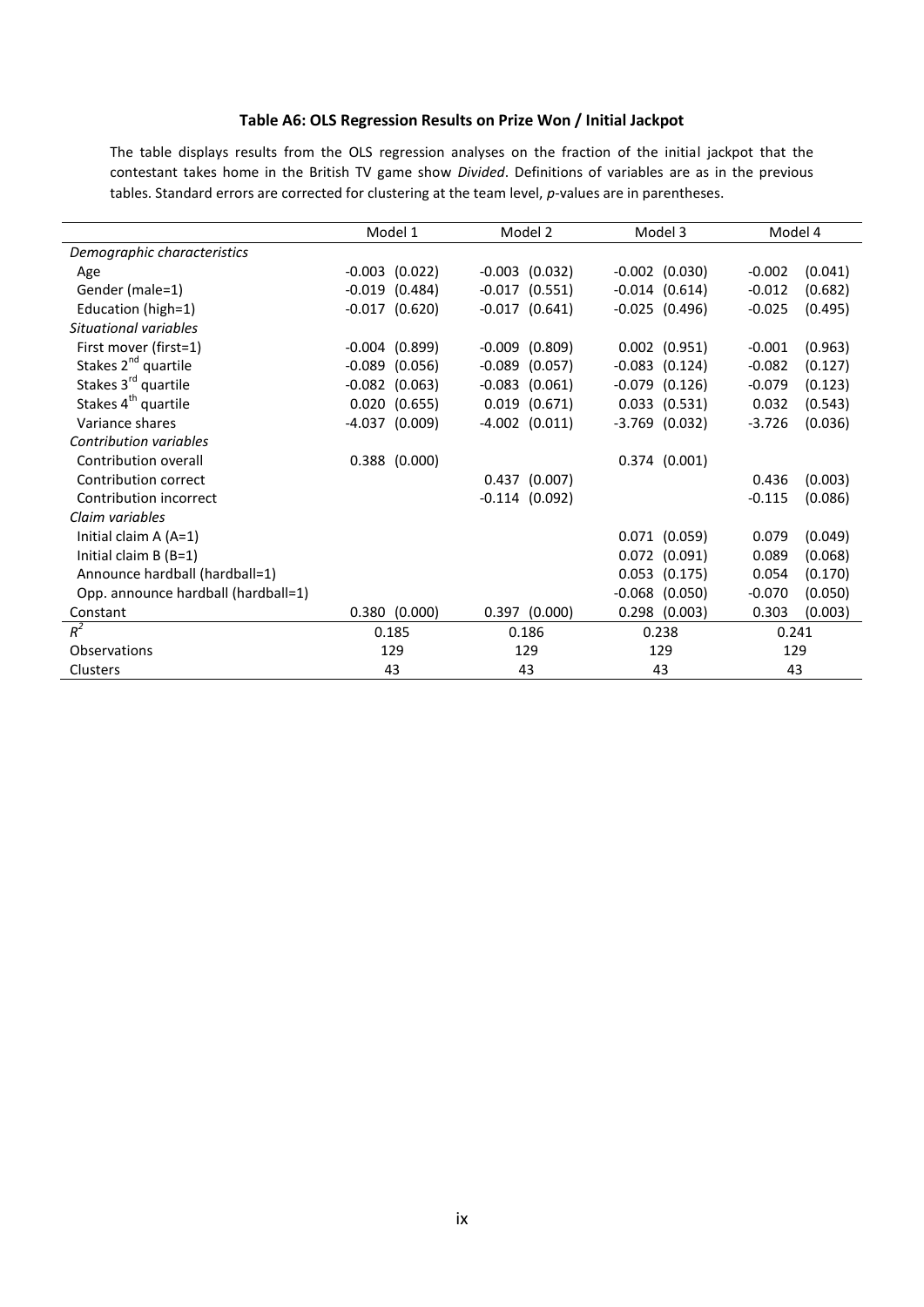### Table A6: OLS Regression Results on Prize Won / Initial Jackpot

The table displays results from the OLS regression analyses on the fraction of the initial jackpot that the contestant takes home in the British TV game show *Divided*. Definitions of variables are as in the previous tables. Standard errors are corrected for clustering at the team level, *p*-values are in parentheses.

| | Model 1 | | Model 2 | | Model 3 | | Model 4 | |
|---|---|---|---|---|---|---|---|---|
| *Demographic characteristics* | | | | | | | | |
| Age | -0.003 | (0.022) | -0.003 | (0.032) | -0.002 | (0.030) | -0.002 | (0.041) |
| Gender (male=1) | -0.019 | (0.484) | -0.017 | (0.551) | -0.014 | (0.614) | -0.012 | (0.682) |
| Education (high=1) | -0.017 | (0.620) | -0.017 | (0.641) | -0.025 | (0.496) | -0.025 | (0.495) |
| *Situational variables* | | | | | | | | |
| First mover (first=1) | -0.004 | (0.899) | -0.009 | (0.809) | 0.002 | (0.951) | -0.001 | (0.963) |
| Stakes 2nd quartile | -0.089 | (0.056) | -0.089 | (0.057) | -0.083 | (0.124) | -0.082 | (0.127) |
| Stakes 3rd quartile | -0.082 | (0.063) | -0.083 | (0.061) | -0.079 | (0.126) | -0.079 | (0.123) |
| Stakes 4th quartile | 0.020 | (0.655) | 0.019 | (0.671) | 0.033 | (0.531) | 0.032 | (0.543) |
| Variance shares | -4.037 | (0.009) | -4.002 | (0.011) | -3.769 | (0.032) | -3.726 | (0.036) |
| *Contribution variables* | | | | | | | | |
| Contribution overall | 0.388 | (0.000) | | | 0.374 | (0.001) | | |
| Contribution correct | | | 0.437 | (0.007) | | | 0.436 | (0.003) |
| Contribution incorrect | | | -0.114 | (0.092) | | | -0.115 | (0.086) |
| *Claim variables* | | | | | | | | |
| Initial claim A (A=1) | | | | | 0.071 | (0.059) | 0.079 | (0.049) |
| Initial claim B (B=1) | | | | | 0.072 | (0.091) | 0.089 | (0.068) |
| Announce hardball (hardball=1) | | | | | 0.053 | (0.175) | 0.054 | (0.170) |
| Opp. announce hardball (hardball=1) | | | | | -0.068 | (0.050) | -0.070 | (0.050) |
| Constant | 0.380 | (0.000) | 0.397 | (0.000) | 0.298 | (0.003) | 0.303 | (0.003) |
| $R^2$ | 0.185 | | 0.186 | | 0.238 | | 0.241 | |
| Observations | 129 | | 129 | | 129 | | 129 | |
| Clusters | 43 | | 43 | | 43 | | 43 | |